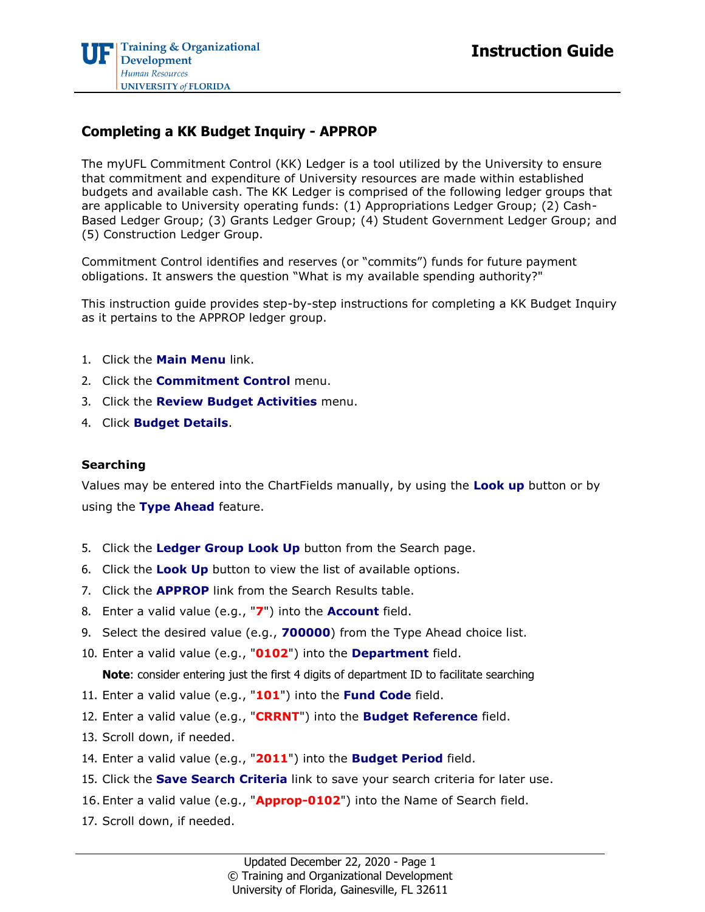# Instruction Guide

## Completing a KK Budget Inquiry - APPROP

The myUFL Commitment Control (KK) Ledger is a tool utilized by the University to ensure that commitment and expenditure of University resources are made within established budgets and available cash. The KK Ledger is comprised of the following ledger groups that are applicable to University operating funds: (1) Appropriations Ledger Group; (2) Cash-Based Ledger Group; (3) Grants Ledger Group; (4) Student Government Ledger Group; and (5) Construction Ledger Group.

Commitment Control identifies and reserves (or "commits") funds for future payment obligations. It answers the question "What is my available spending authority?"

This instruction guide provides step-by-step instructions for completing a KK Budget Inquiry as it pertains to the APPROP ledger group.

1. Click the **Main Menu** link.
2. Click the **Commitment Control** menu.
3. Click the **Review Budget Activities** menu.
4. Click **Budget Details**.

### Searching

Values may be entered into the ChartFields manually, by using the **Look up** button or by using the **Type Ahead** feature.

5. Click the **Ledger Group Look Up** button from the Search page.
6. Click the **Look Up** button to view the list of available options.
7. Click the **APPROP** link from the Search Results table.
8. Enter a valid value (e.g., "**7**") into the **Account** field.
9. Select the desired value (e.g., **700000**) from the Type Ahead choice list.
10. Enter a valid value (e.g., "**0102**") into the **Department** field.

    **Note**: consider entering just the first 4 digits of department ID to facilitate searching
11. Enter a valid value (e.g., "**101**") into the **Fund Code** field.
12. Enter a valid value (e.g., "**CRRNT**") into the **Budget Reference** field.
13. Scroll down, if needed.
14. Enter a valid value (e.g., "**2011**") into the **Budget Period** field.
15. Click the **Save Search Criteria** link to save your search criteria for later use.
16. Enter a valid value (e.g., "**Approp-0102**") into the Name of Search field.
17. Scroll down, if needed.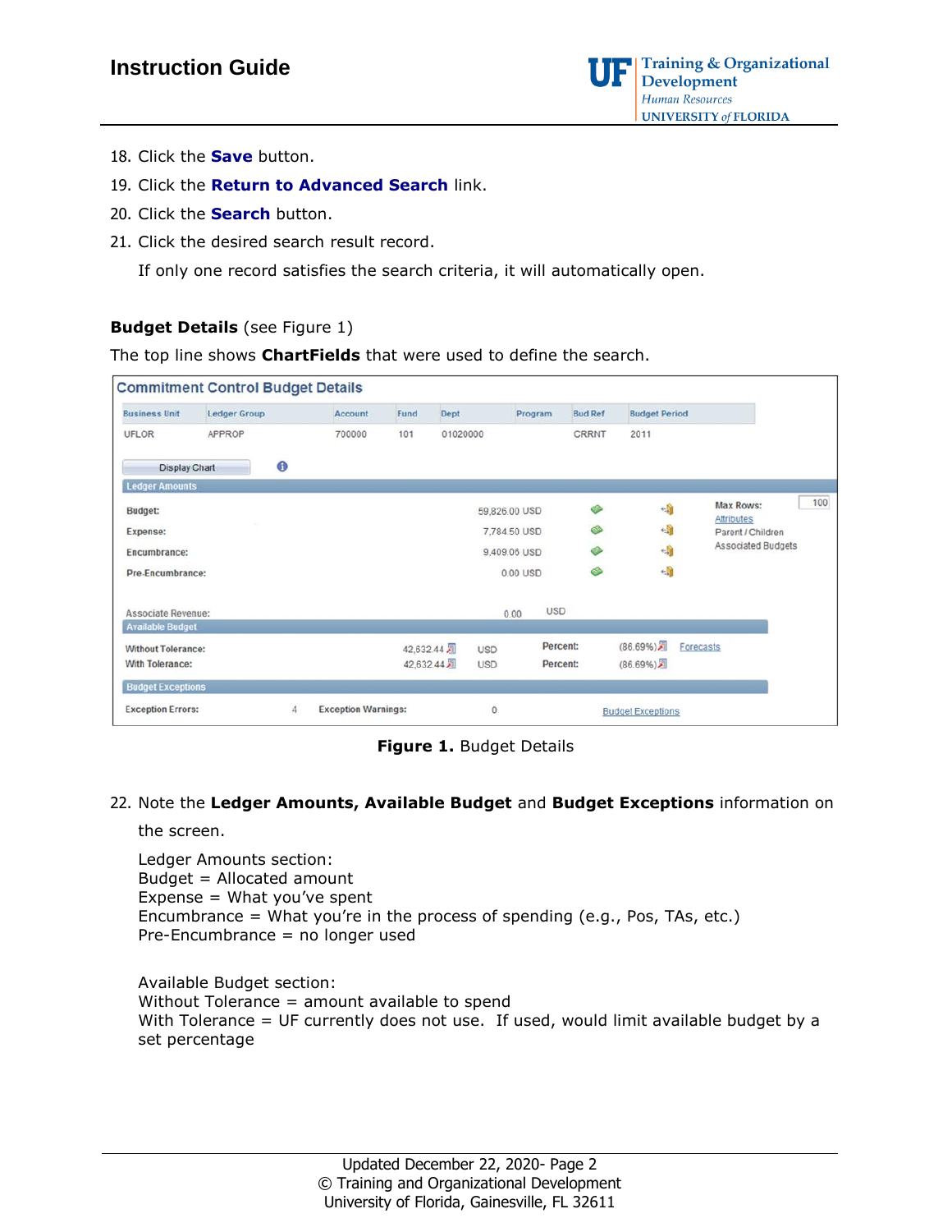18. Click the **Save** button.
19. Click the **Return to Advanced Search** link.
20. Click the **Search** button.
21. Click the desired search result record.

    If only one record satisfies the search criteria, it will automatically open.

**Budget Details** (see Figure 1)

The top line shows **ChartFields** that were used to define the search.

**Figure 1.** Budget Details

22. Note the **Ledger Amounts, Available Budget** and **Budget Exceptions** information on the screen.

    Ledger Amounts section:
    Budget = Allocated amount
    Expense = What you've spent
    Encumbrance = What you're in the process of spending (e.g., Pos, TAs, etc.)
    Pre-Encumbrance = no longer used

    Available Budget section:
    Without Tolerance = amount available to spend
    With Tolerance = UF currently does not use. If used, would limit available budget by a set percentage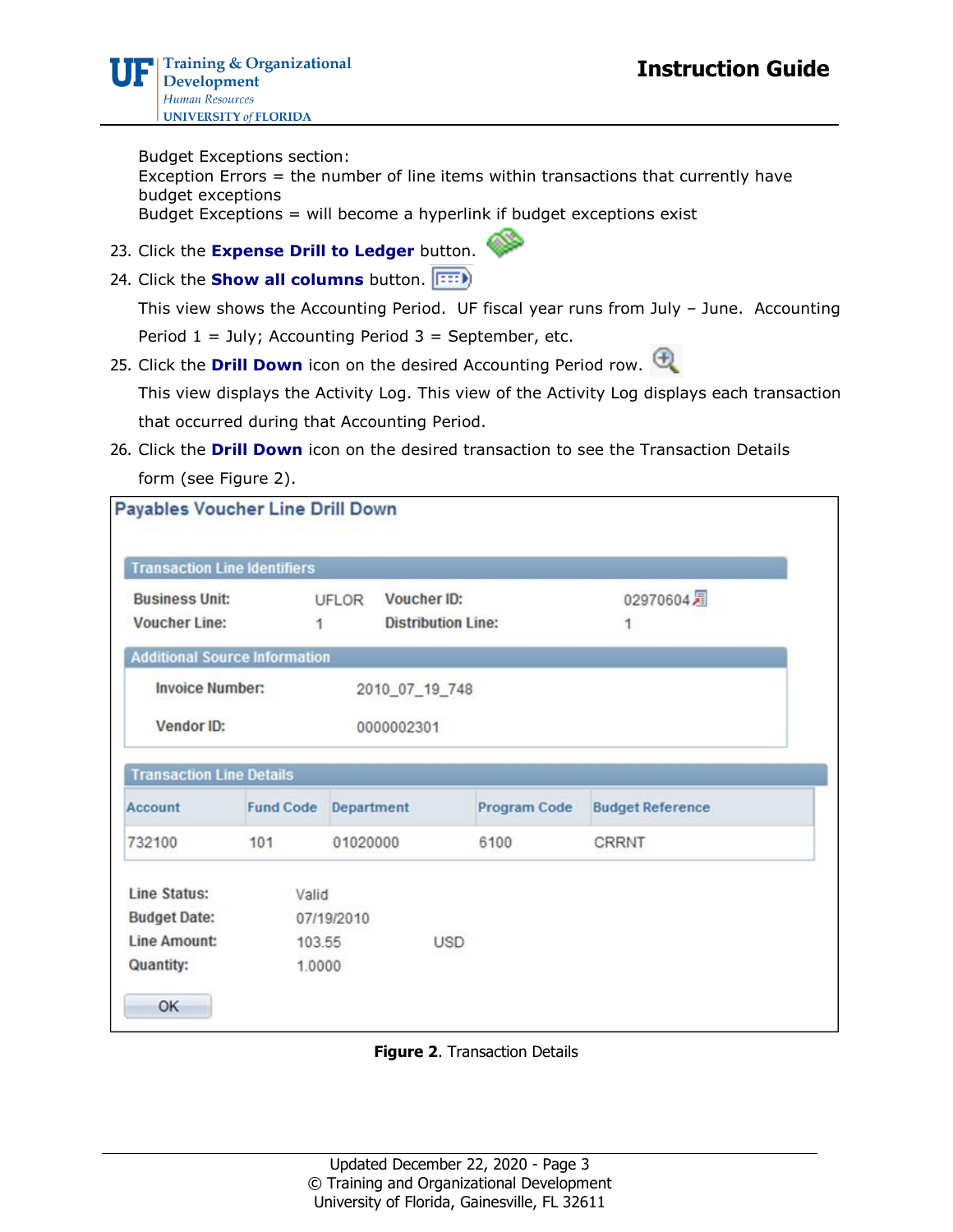Budget Exceptions section:
Exception Errors = the number of line items within transactions that currently have budget exceptions
Budget Exceptions = will become a hyperlink if budget exceptions exist

23. Click the **Expense Drill to Ledger** button.
24. Click the **Show all columns** button.

    This view shows the Accounting Period. UF fiscal year runs from July – June. Accounting Period 1 = July; Accounting Period 3 = September, etc.

25. Click the **Drill Down** icon on the desired Accounting Period row.

    This view displays the Activity Log. This view of the Activity Log displays each transaction that occurred during that Accounting Period.

26. Click the **Drill Down** icon on the desired transaction to see the Transaction Details form (see Figure 2).

**Payables Voucher Line Drill Down**

**Transaction Line Identifiers**

| | | | |
|---|---|---|---|
| **Business Unit:** | UFLOR | **Voucher ID:** | 02970604 |
| **Voucher Line:** | 1 | **Distribution Line:** | 1 |

**Additional Source Information**

| | |
|---|---|
| **Invoice Number:** | 2010_07_19_748 |
| **Vendor ID:** | 0000002301 |

**Transaction Line Details**

| Account | Fund Code | Department | Program Code | Budget Reference |
|---|---|---|---|---|
| 732100 | 101 | 01020000 | 6100 | CRRNT |

| | | |
|---|---|---|
| **Line Status:** | Valid | |
| **Budget Date:** | 07/19/2010 | |
| **Line Amount:** | 103.55 | USD |
| **Quantity:** | 1.0000 | |

OK

**Figure 2**. Transaction Details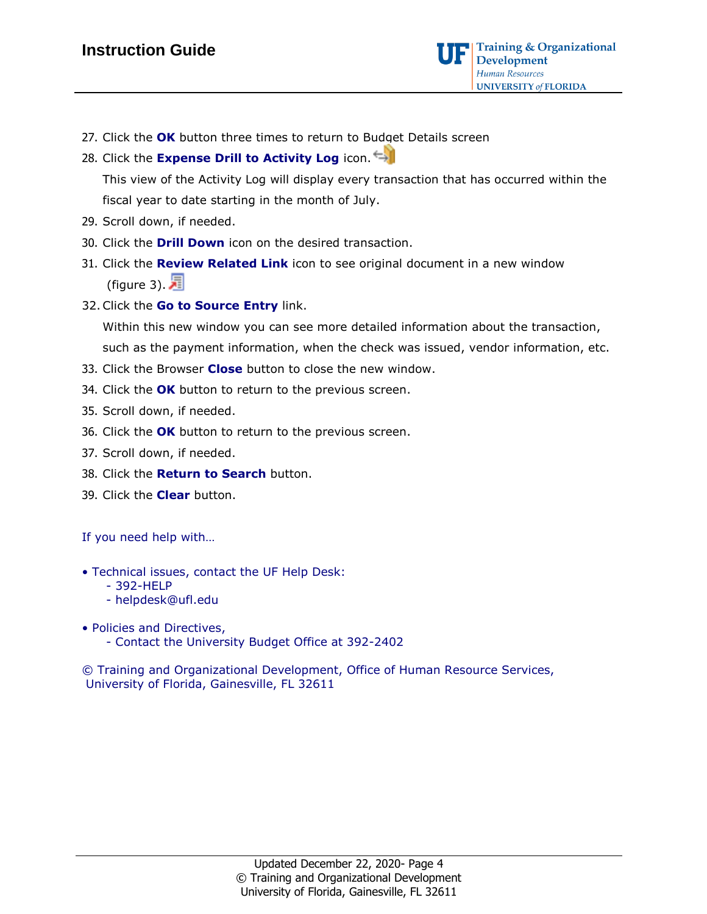27. Click the **OK** button three times to return to Budget Details screen
28. Click the **Expense Drill to Activity Log** icon.

    This view of the Activity Log will display every transaction that has occurred within the fiscal year to date starting in the month of July.
29. Scroll down, if needed.
30. Click the **Drill Down** icon on the desired transaction.
31. Click the **Review Related Link** icon to see original document in a new window (figure 3).
32. Click the **Go to Source Entry** link.

    Within this new window you can see more detailed information about the transaction, such as the payment information, when the check was issued, vendor information, etc.
33. Click the Browser **Close** button to close the new window.
34. Click the **OK** button to return to the previous screen.
35. Scroll down, if needed.
36. Click the **OK** button to return to the previous screen.
37. Scroll down, if needed.
38. Click the **Return to Search** button.
39. Click the **Clear** button.

If you need help with…

- Technical issues, contact the UF Help Desk:
  - 392-HELP
  - helpdesk@ufl.edu
- Policies and Directives,
  - Contact the University Budget Office at 392-2402

© Training and Organizational Development, Office of Human Resource Services, University of Florida, Gainesville, FL 32611